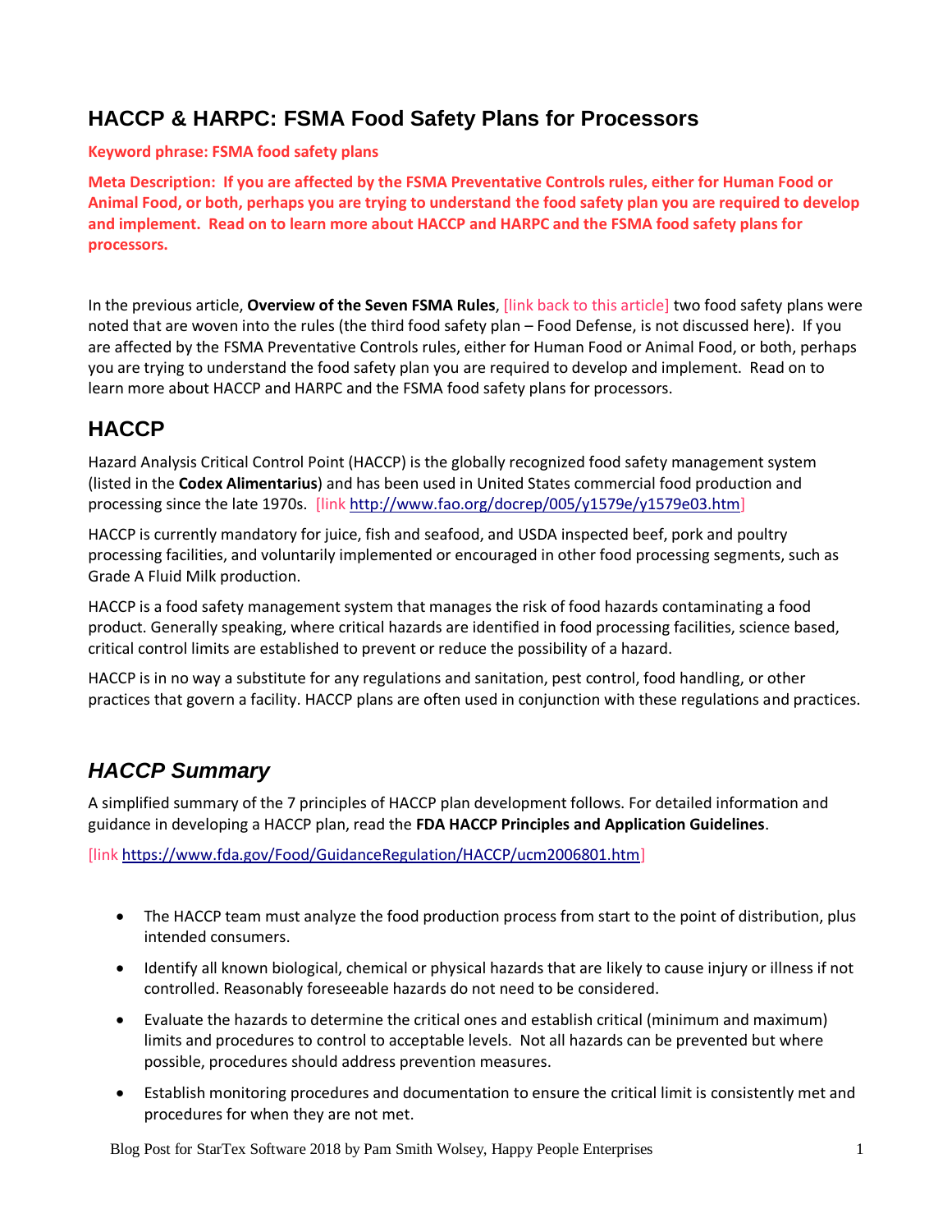## HACCP & HARPC: FSMA Food Safety Plans for Processors

**Keyword phrase: FSMA food safety plans**

**Meta Description: If you are affected by the FSMA Preventative Controls rules, either for Human Food or Animal Food, or both, perhaps you are trying to understand the food safety plan you are required to develop and implement. Read on to learn more about HACCP and HARPC and the FSMA food safety plans for processors.**

In the previous article, **Overview of the Seven FSMA Rules**, [link back to this article] two food safety plans were noted that are woven into the rules (the third food safety plan – Food Defense, is not discussed here). If you are affected by the FSMA Preventative Controls rules, either for Human Food or Animal Food, or both, perhaps you are trying to understand the food safety plan you are required to develop and implement. Read on to learn more about HACCP and HARPC and the FSMA food safety plans for processors.

## HACCP

Hazard Analysis Critical Control Point (HACCP) is the globally recognized food safety management system (listed in the **Codex Alimentarius**) and has been used in United States commercial food production and processing since the late 1970s. [link http://www.fao.org/docrep/005/y1579e/y1579e03.htm]

HACCP is currently mandatory for juice, fish and seafood, and USDA inspected beef, pork and poultry processing facilities, and voluntarily implemented or encouraged in other food processing segments, such as Grade A Fluid Milk production.

HACCP is a food safety management system that manages the risk of food hazards contaminating a food product. Generally speaking, where critical hazards are identified in food processing facilities, science based, critical control limits are established to prevent or reduce the possibility of a hazard.

HACCP is in no way a substitute for any regulations and sanitation, pest control, food handling, or other practices that govern a facility. HACCP plans are often used in conjunction with these regulations and practices.

### *HACCP Summary*

A simplified summary of the 7 principles of HACCP plan development follows. For detailed information and guidance in developing a HACCP plan, read the **FDA HACCP Principles and Application Guidelines**.

[link https://www.fda.gov/Food/GuidanceRegulation/HACCP/ucm2006801.htm]

- The HACCP team must analyze the food production process from start to the point of distribution, plus intended consumers.
- Identify all known biological, chemical or physical hazards that are likely to cause injury or illness if not controlled. Reasonably foreseeable hazards do not need to be considered.
- Evaluate the hazards to determine the critical ones and establish critical (minimum and maximum) limits and procedures to control to acceptable levels. Not all hazards can be prevented but where possible, procedures should address prevention measures.
- Establish monitoring procedures and documentation to ensure the critical limit is consistently met and procedures for when they are not met.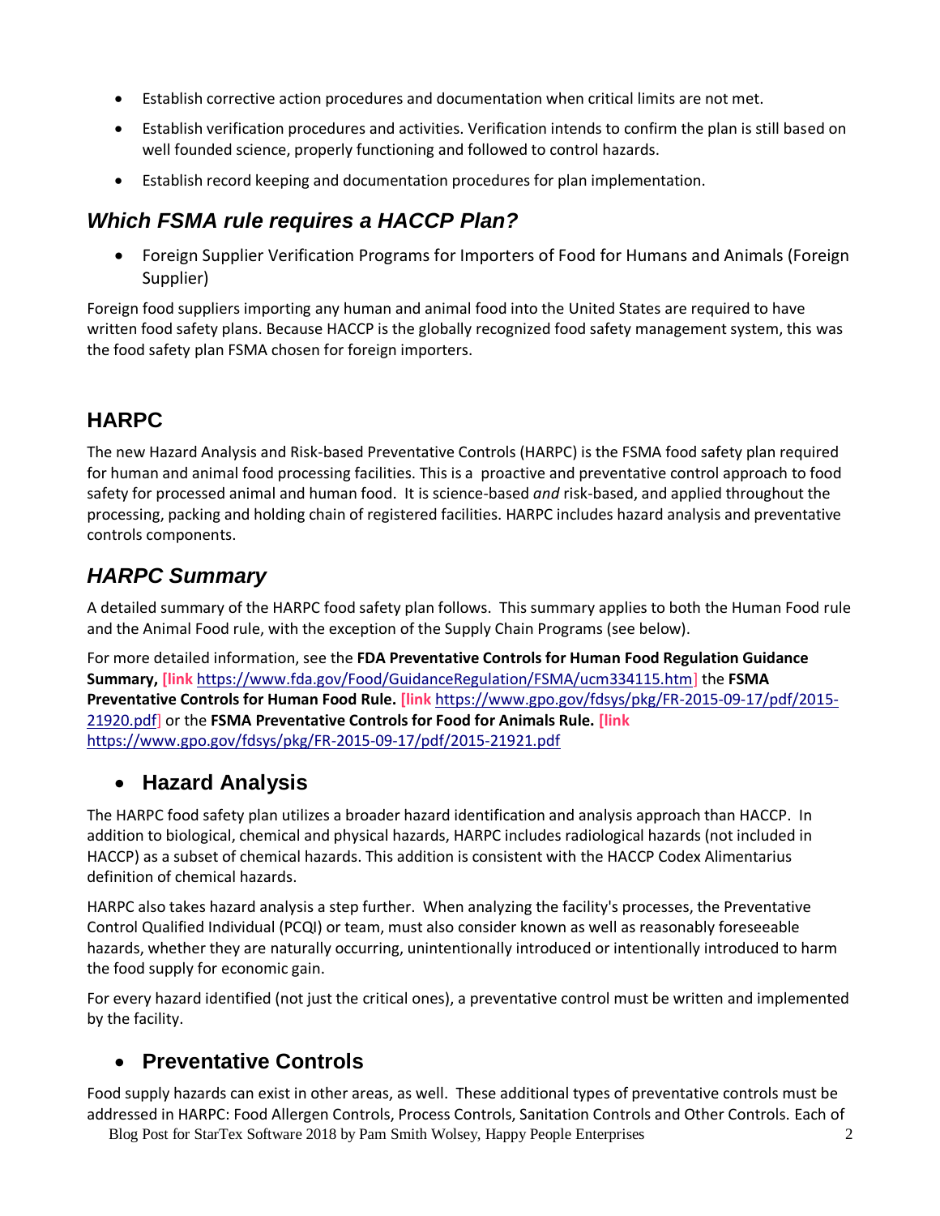- Establish corrective action procedures and documentation when critical limits are not met.
- Establish verification procedures and activities. Verification intends to confirm the plan is still based on well founded science, properly functioning and followed to control hazards.
- Establish record keeping and documentation procedures for plan implementation.

### *Which FSMA rule requires a HACCP Plan?*

- Foreign Supplier Verification Programs for Importers of Food for Humans and Animals (Foreign Supplier)

Foreign food suppliers importing any human and animal food into the United States are required to have written food safety plans. Because HACCP is the globally recognized food safety management system, this was the food safety plan FSMA chosen for foreign importers.

## HARPC

The new Hazard Analysis and Risk-based Preventative Controls (HARPC) is the FSMA food safety plan required for human and animal food processing facilities. This is a proactive and preventative control approach to food safety for processed animal and human food. It is science-based *and* risk-based, and applied throughout the processing, packing and holding chain of registered facilities. HARPC includes hazard analysis and preventative controls components.

### *HARPC Summary*

A detailed summary of the HARPC food safety plan follows. This summary applies to both the Human Food rule and the Animal Food rule, with the exception of the Supply Chain Programs (see below).

For more detailed information, see the **FDA Preventative Controls for Human Food Regulation Guidance Summary, [link** https://www.fda.gov/Food/GuidanceRegulation/FSMA/ucm334115.htm] the **FSMA Preventative Controls for Human Food Rule. [link** https://www.gpo.gov/fdsys/pkg/FR-2015-09-17/pdf/2015-21920.pdf] or the **FSMA Preventative Controls for Food for Animals Rule. [link** https://www.gpo.gov/fdsys/pkg/FR-2015-09-17/pdf/2015-21921.pdf

- ### Hazard Analysis

The HARPC food safety plan utilizes a broader hazard identification and analysis approach than HACCP. In addition to biological, chemical and physical hazards, HARPC includes radiological hazards (not included in HACCP) as a subset of chemical hazards. This addition is consistent with the HACCP Codex Alimentarius definition of chemical hazards.

HARPC also takes hazard analysis a step further. When analyzing the facility's processes, the Preventative Control Qualified Individual (PCQI) or team, must also consider known as well as reasonably foreseeable hazards, whether they are naturally occurring, unintentionally introduced or intentionally introduced to harm the food supply for economic gain.

For every hazard identified (not just the critical ones), a preventative control must be written and implemented by the facility.

- ### Preventative Controls

Food supply hazards can exist in other areas, as well. These additional types of preventative controls must be addressed in HARPC: Food Allergen Controls, Process Controls, Sanitation Controls and Other Controls. Each of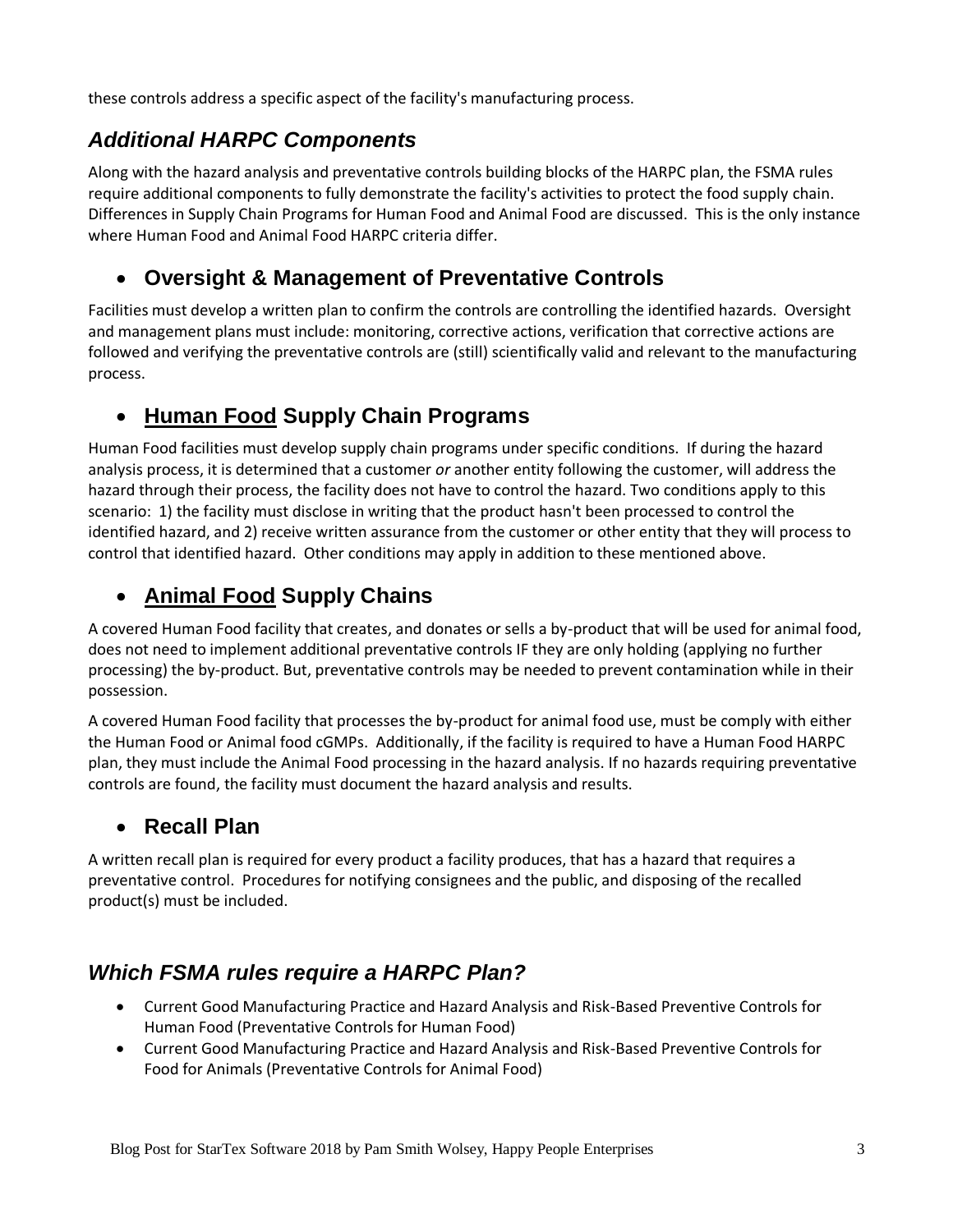these controls address a specific aspect of the facility's manufacturing process.

## *Additional HARPC Components*

Along with the hazard analysis and preventative controls building blocks of the HARPC plan, the FSMA rules require additional components to fully demonstrate the facility's activities to protect the food supply chain. Differences in Supply Chain Programs for Human Food and Animal Food are discussed. This is the only instance where Human Food and Animal Food HARPC criteria differ.

### • Oversight & Management of Preventative Controls

Facilities must develop a written plan to confirm the controls are controlling the identified hazards. Oversight and management plans must include: monitoring, corrective actions, verification that corrective actions are followed and verifying the preventative controls are (still) scientifically valid and relevant to the manufacturing process.

### • <u>Human Food</u> Supply Chain Programs

Human Food facilities must develop supply chain programs under specific conditions. If during the hazard analysis process, it is determined that a customer *or* another entity following the customer, will address the hazard through their process, the facility does not have to control the hazard. Two conditions apply to this scenario: 1) the facility must disclose in writing that the product hasn't been processed to control the identified hazard, and 2) receive written assurance from the customer or other entity that they will process to control that identified hazard. Other conditions may apply in addition to these mentioned above.

### • <u>Animal Food</u> Supply Chains

A covered Human Food facility that creates, and donates or sells a by-product that will be used for animal food, does not need to implement additional preventative controls IF they are only holding (applying no further processing) the by-product. But, preventative controls may be needed to prevent contamination while in their possession.

A covered Human Food facility that processes the by-product for animal food use, must be comply with either the Human Food or Animal food cGMPs. Additionally, if the facility is required to have a Human Food HARPC plan, they must include the Animal Food processing in the hazard analysis. If no hazards requiring preventative controls are found, the facility must document the hazard analysis and results.

### • Recall Plan

A written recall plan is required for every product a facility produces, that has a hazard that requires a preventative control. Procedures for notifying consignees and the public, and disposing of the recalled product(s) must be included.

## *Which FSMA rules require a HARPC Plan?*

- Current Good Manufacturing Practice and Hazard Analysis and Risk-Based Preventive Controls for Human Food (Preventative Controls for Human Food)
- Current Good Manufacturing Practice and Hazard Analysis and Risk-Based Preventive Controls for Food for Animals (Preventative Controls for Animal Food)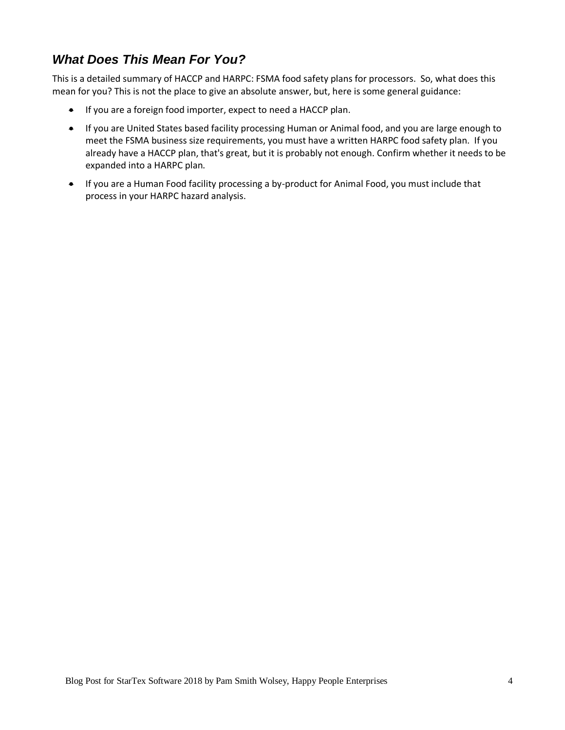## *What Does This Mean For You?*

This is a detailed summary of HACCP and HARPC: FSMA food safety plans for processors. So, what does this mean for you? This is not the place to give an absolute answer, but, here is some general guidance:

- If you are a foreign food importer, expect to need a HACCP plan.
- If you are United States based facility processing Human or Animal food, and you are large enough to meet the FSMA business size requirements, you must have a written HARPC food safety plan. If you already have a HACCP plan, that's great, but it is probably not enough. Confirm whether it needs to be expanded into a HARPC plan.
- If you are a Human Food facility processing a by-product for Animal Food, you must include that process in your HARPC hazard analysis.